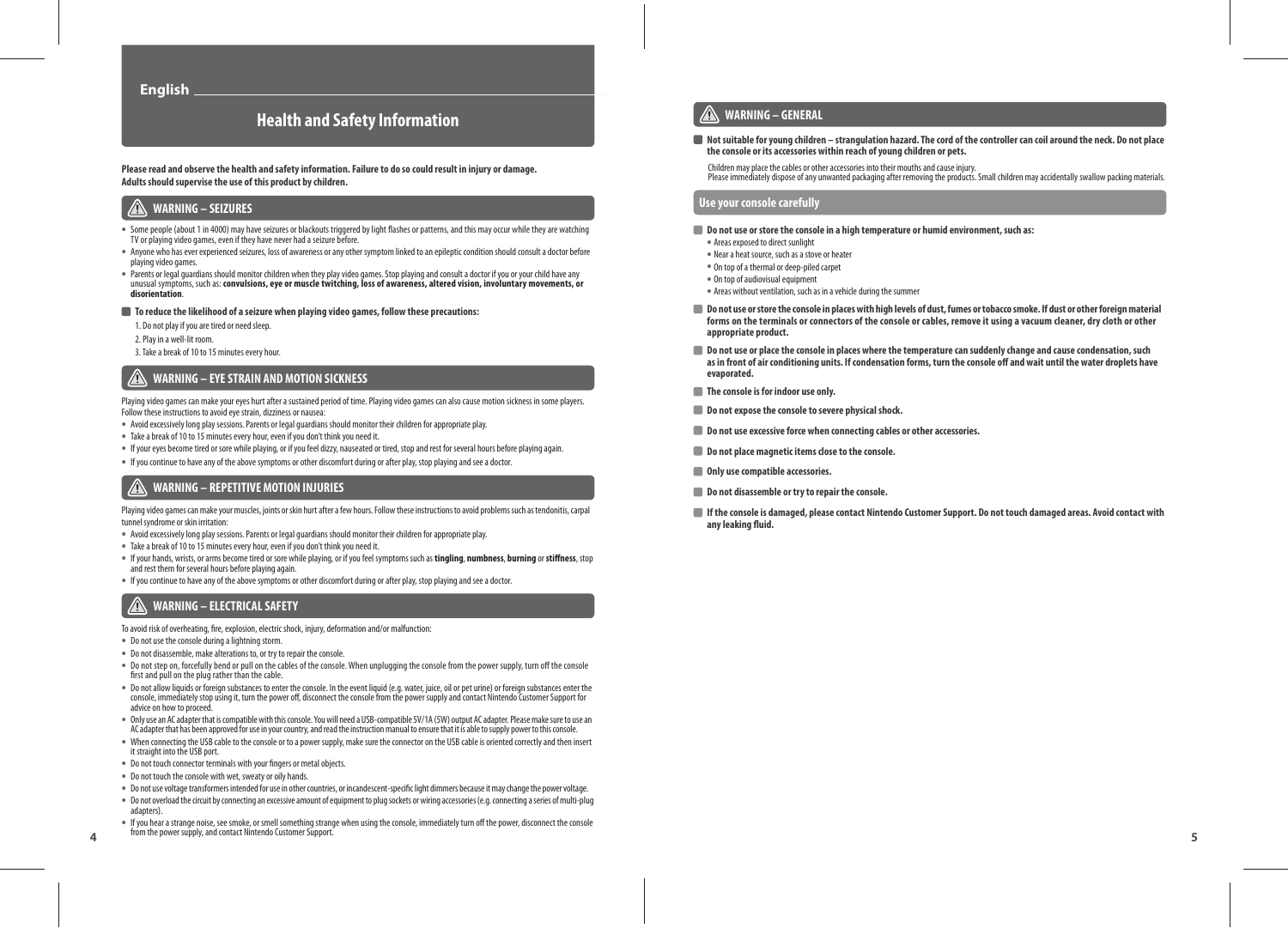English

# Health and Safety Information

**Please read and observe the health and safety information. Failure to do so could result in injury or damage.**
**Adults should supervise the use of this product by children.**

## WARNING – SEIZURES

- Some people (about 1 in 4000) may have seizures or blackouts triggered by light flashes or patterns, and this may occur while they are watching TV or playing video games, even if they have never had a seizure before.
- Anyone who has ever experienced seizures, loss of awareness or any other symptom linked to an epileptic condition should consult a doctor before playing video games.
- Parents or legal guardians should monitor children when they play video games. Stop playing and consult a doctor if you or your child have any unusual symptoms, such as: **convulsions, eye or muscle twitching, loss of awareness, altered vision, involuntary movements, or disorientation**.

**To reduce the likelihood of a seizure when playing video games, follow these precautions:**

1. Do not play if you are tired or need sleep.
2. Play in a well-lit room.
3. Take a break of 10 to 15 minutes every hour.

## WARNING – EYE STRAIN AND MOTION SICKNESS

Playing video games can make your eyes hurt after a sustained period of time. Playing video games can also cause motion sickness in some players. Follow these instructions to avoid eye strain, dizziness or nausea:

- Avoid excessively long play sessions. Parents or legal guardians should monitor their children for appropriate play.
- Take a break of 10 to 15 minutes every hour, even if you don't think you need it.
- If your eyes become tired or sore while playing, or if you feel dizzy, nauseated or tired, stop and rest for several hours before playing again.
- If you continue to have any of the above symptoms or other discomfort during or after play, stop playing and see a doctor.

## WARNING – REPETITIVE MOTION INJURIES

Playing video games can make your muscles, joints or skin hurt after a few hours. Follow these instructions to avoid problems such as tendonitis, carpal tunnel syndrome or skin irritation:

- Avoid excessively long play sessions. Parents or legal guardians should monitor their children for appropriate play.
- Take a break of 10 to 15 minutes every hour, even if you don't think you need it.
- If your hands, wrists, or arms become tired or sore while playing, or if you feel symptoms such as **tingling**, **numbness**, **burning** or **stiffness**, stop and rest them for several hours before playing again.
- If you continue to have any of the above symptoms or other discomfort during or after play, stop playing and see a doctor.

## WARNING – ELECTRICAL SAFETY

To avoid risk of overheating, fire, explosion, electric shock, injury, deformation and/or malfunction:

- Do not use the console during a lightning storm.
- Do not disassemble, make alterations to, or try to repair the console.
- Do not step on, forcefully bend or pull on the cables of the console. When unplugging the console from the power supply, turn off the console first and pull on the plug rather than the cable.
- Do not allow liquids or foreign substances to enter the console. In the event liquid (e.g. water, juice, oil or pet urine) or foreign substances enter the console, immediately stop using it, turn the power off, disconnect the console from the power supply and contact Nintendo Customer Support for advice on how to proceed.
- Only use an AC adapter that is compatible with this console. You will need a USB-compatible 5V/1A (5W) output AC adapter. Please make sure to use an AC adapter that has been approved for use in your country, and read the instruction manual to ensure that it is able to supply power to this console.
- When connecting the USB cable to the console or to a power supply, make sure the connector on the USB cable is oriented correctly and then insert it straight into the USB port.
- Do not touch connector terminals with your fingers or metal objects.
- Do not touch the console with wet, sweaty or oily hands.
- Do not use voltage transformers intended for use in other countries, or incandescent-specific light dimmers because it may change the power voltage.
- Do not overload the circuit by connecting an excessive amount of equipment to plug sockets or wiring accessories (e.g. connecting a series of multi-plug adapters).
- If you hear a strange noise, see smoke, or smell something strange when using the console, immediately turn off the power, disconnect the console from the power supply, and contact Nintendo Customer Support.

## WARNING – GENERAL

**Not suitable for young children – strangulation hazard. The cord of the controller can coil around the neck. Do not place the console or its accessories within reach of young children or pets.**

Children may place the cables or other accessories into their mouths and cause injury.
Please immediately dispose of any unwanted packaging after removing the products. Small children may accidentally swallow packing materials.

## Use your console carefully

**Do not use or store the console in a high temperature or humid environment, such as:**

- Areas exposed to direct sunlight
- Near a heat source, such as a stove or heater
- On top of a thermal or deep-piled carpet
- On top of audiovisual equipment
- Areas without ventilation, such as in a vehicle during the summer

**Do not use or store the console in places with high levels of dust, fumes or tobacco smoke. If dust or other foreign material forms on the terminals or connectors of the console or cables, remove it using a vacuum cleaner, dry cloth or other appropriate product.**

**Do not use or place the console in places where the temperature can suddenly change and cause condensation, such as in front of air conditioning units. If condensation forms, turn the console off and wait until the water droplets have evaporated.**

**The console is for indoor use only.**

**Do not expose the console to severe physical shock.**

**Do not use excessive force when connecting cables or other accessories.**

**Do not place magnetic items close to the console.**

**Only use compatible accessories.**

**Do not disassemble or try to repair the console.**

**If the console is damaged, please contact Nintendo Customer Support. Do not touch damaged areas. Avoid contact with any leaking fluid.**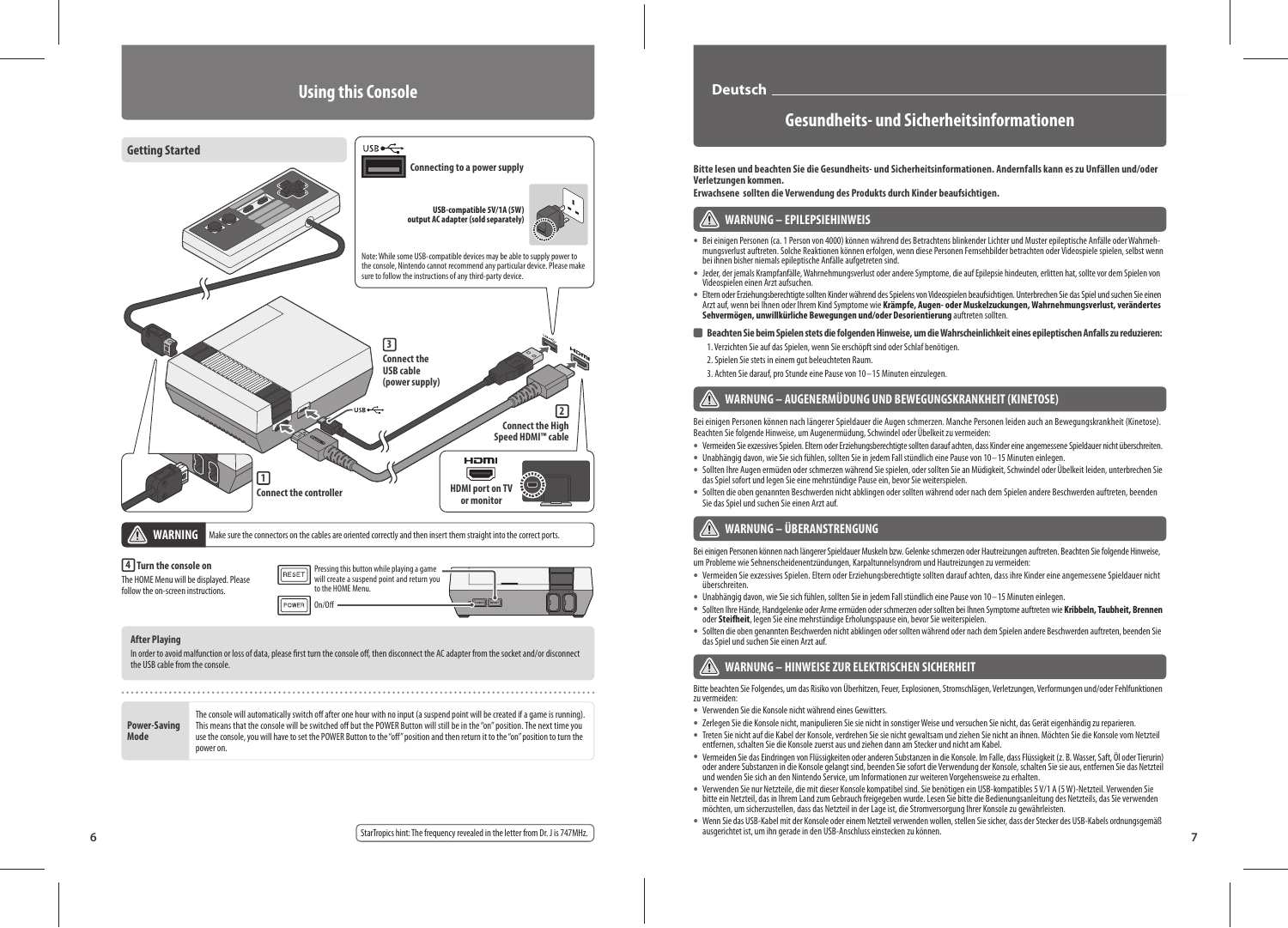# Using this Console

## Getting Started

USB

**Connecting to a power supply**

**USB-compatible 5V/1A (5W) output AC adapter (sold separately)**

Note: While some USB-compatible devices may be able to supply power to the console, Nintendo cannot recommend any particular device. Please make sure to follow the instructions of any third-party device.

**3** **Connect the USB cable (power supply)**

USB

**2** **Connect the High Speed HDMI™ cable**

HDMI

**HDMI port on TV or monitor**

**1** **Connect the controller**

**⚠ WARNING** Make sure the connectors on the cables are oriented correctly and then insert them straight into the correct ports.

**4** **Turn the console on**

The HOME Menu will be displayed. Please follow the on-screen instructions.

RESET – Pressing this button while playing a game will create a suspend point and return you to the HOME Menu.

POWER – On/Off

### After Playing

In order to avoid malfunction or loss of data, please first turn the console off, then disconnect the AC adapter from the socket and/or disconnect the USB cable from the console.

| | |
|---|---|
| **Power-Saving Mode** | The console will automatically switch off after one hour with no input (a suspend point will be created if a game is running). This means that the console will be switched off but the POWER Button will still be in the "on" position. The next time you use the console, you will have to set the POWER Button to the "off" position and then return it to the "on" position to turn the power on. |

StarTropics hint: The frequency revealed in the letter from Dr. J is 747MHz.

**Deutsch**

# Gesundheits- und Sicherheitsinformationen

**Bitte lesen und beachten Sie die Gesundheits- und Sicherheitsinformationen. Andernfalls kann es zu Unfällen und/oder Verletzungen kommen.**
**Erwachsene sollten die Verwendung des Produkts durch Kinder beaufsichtigen.**

## ⚠ WARNUNG – EPILEPSIEHINWEIS

- Bei einigen Personen (ca. 1 Person von 4000) können während des Betrachtens blinkender Lichter und Muster epileptische Anfälle oder Wahrnehmungsverlust auftreten. Solche Reaktionen können erfolgen, wenn diese Personen Fernsehbilder betrachten oder Videospiele spielen, selbst wenn bei ihnen bisher niemals epileptische Anfälle aufgetreten sind.
- Jeder, der jemals Krampfanfälle, Wahrnehmungsverlust oder andere Symptome, die auf Epilepsie hindeuten, erlitten hat, sollte vor dem Spielen von Videospielen einen Arzt aufsuchen.
- Eltern oder Erziehungsberechtigte sollten Kinder während des Spielens von Videospielen beaufsichtigen. Unterbrechen Sie das Spiel und suchen Sie einen Arzt auf, wenn bei Ihnen oder Ihrem Kind Symptome wie **Krämpfe, Augen- oder Muskelzuckungen, Wahrnehmungsverlust, verändertes Sehvermögen, unwillkürliche Bewegungen und/oder Desorientierung** auftreten sollten.

**Beachten Sie beim Spielen stets die folgenden Hinweise, um die Wahrscheinlichkeit eines epileptischen Anfalls zu reduzieren:**

1. Verzichten Sie auf das Spielen, wenn Sie erschöpft sind oder Schlaf benötigen.
2. Spielen Sie stets in einem gut beleuchteten Raum.
3. Achten Sie darauf, pro Stunde eine Pause von 10 – 15 Minuten einzulegen.

## ⚠ WARNUNG – AUGENERMÜDUNG UND BEWEGUNGSKRANKHEIT (KINETOSE)

Bei einigen Personen können nach längerer Spieldauer die Augen schmerzen. Manche Personen leiden auch an Bewegungskrankheit (Kinetose). Beachten Sie folgende Hinweise, um Augenermüdung, Schwindel oder Übelkeit zu vermeiden:

- Vermeiden Sie exzessives Spielen. Eltern oder Erziehungsberechtigte sollten darauf achten, dass Kinder eine angemessene Spieldauer nicht überschreiten.
- Unabhängig davon, wie Sie sich fühlen, sollten Sie in jedem Fall stündlich eine Pause von 10 – 15 Minuten einlegen.
- Sollten Ihre Augen ermüden oder schmerzen während Sie spielen, oder sollten Sie an Müdigkeit, Schwindel oder Übelkeit leiden, unterbrechen Sie das Spiel sofort und legen Sie eine mehrstündige Pause ein, bevor Sie weiterspielen.
- Sollten die oben genannten Beschwerden nicht abklingen oder sollten während oder nach dem Spielen andere Beschwerden auftreten, beenden Sie das Spiel und suchen Sie einen Arzt auf.

## ⚠ WARNUNG – ÜBERANSTRENGUNG

Bei einigen Personen können nach längerer Spieldauer Muskeln bzw. Gelenke schmerzen oder Hautreizungen auftreten. Beachten Sie folgende Hinweise, um Probleme wie Sehnenscheidenentzündungen, Karpaltunnelsyndrom und Hautreizungen zu vermeiden:

- Vermeiden Sie exzessives Spielen. Eltern oder Erziehungsberechtigte sollten darauf achten, dass ihre Kinder eine angemessene Spieldauer nicht überschreiten.
- Unabhängig davon, wie Sie sich fühlen, sollten Sie in jedem Fall stündlich eine Pause von 10 – 15 Minuten einlegen.
- Sollten Ihre Hände, Handgelenke oder Arme ermüden oder schmerzen oder sollten bei Ihnen Symptome auftreten wie **Kribbeln, Taubheit, Brennen** oder **Steifheit**, legen Sie eine mehrstündige Erholungspause ein, bevor Sie weiterspielen.
- Sollten die oben genannten Beschwerden nicht abklingen oder sollten während oder nach dem Spielen andere Beschwerden auftreten, beenden Sie das Spiel und suchen Sie einen Arzt auf.

## ⚠ WARNUNG – HINWEISE ZUR ELEKTRISCHEN SICHERHEIT

Bitte beachten Sie Folgendes, um das Risiko von Überhitzen, Feuer, Explosionen, Stromschlägen, Verletzungen, Verformungen und/oder Fehlfunktionen zu vermeiden:

- Verwenden Sie die Konsole nicht während eines Gewitters.
- Zerlegen Sie die Konsole nicht, manipulieren Sie sie nicht in sonstiger Weise und versuchen Sie nicht, das Gerät eigenhändig zu reparieren.
- Treten Sie nicht auf die Kabel der Konsole, verdrehen Sie sie nicht gewaltsam und ziehen Sie nicht an ihnen. Möchten Sie die Konsole vom Netzteil entfernen, schalten Sie die Konsole zuerst aus und ziehen dann am Stecker und nicht am Kabel.
- Vermeiden Sie das Eindringen von Flüssigkeiten oder anderen Substanzen in die Konsole. Im Falle, dass Flüssigkeit (z. B. Wasser, Saft, Öl oder Tierurin) oder andere Substanzen in die Konsole gelangt sind, beenden Sie sofort die Verwendung der Konsole, schalten Sie sie aus, entfernen Sie das Netzteil und wenden Sie sich an den Nintendo Service, um Informationen zur weiteren Vorgehensweise zu erhalten.
- Verwenden Sie nur Netzteile, die mit dieser Konsole kompatibel sind. Sie benötigen ein USB-kompatibles 5 V/1 A (5 W)-Netzteil. Verwenden Sie bitte ein Netzteil, das in Ihrem Land zum Gebrauch freigegeben wurde. Lesen Sie bitte die Bedienungsanleitung des Netzteils, das Sie verwenden möchten, um sicherzustellen, dass das Netzteil in der Lage ist, die Stromversorgung Ihrer Konsole zu gewährleisten.
- Wenn Sie das USB-Kabel mit der Konsole oder einem Netzteil verwenden wollen, stellen Sie sicher, dass der Stecker des USB-Kabels ordnungsgemäß ausgerichtet ist, um ihn gerade in den USB-Anschluss einstecken zu können.